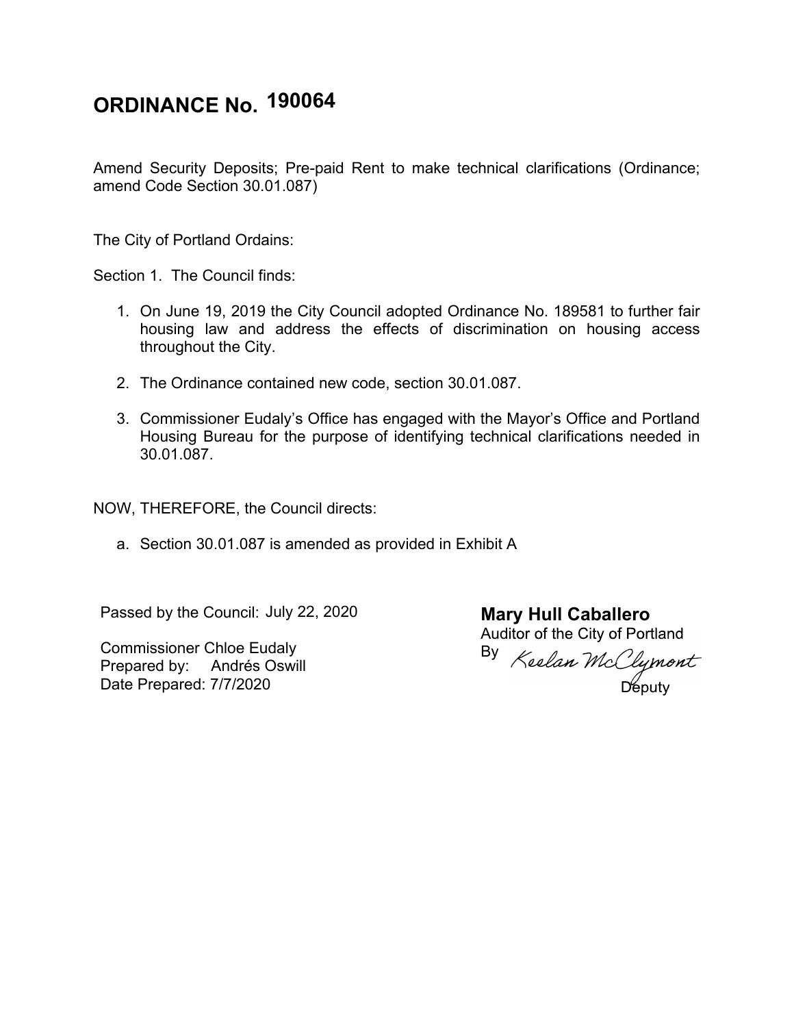# ORDINANCE No. 190064

Amend Security Deposits; Pre-paid Rent to make technical clarifications (Ordinance; amend Code Section 30.01.087)

The City of Portland Ordains:

Section 1. The Council finds:

1. On June 19, 2019 the City Council adopted Ordinance No. 189581 to further fair housing law and address the effects of discrimination on housing access throughout the City.

2. The Ordinance contained new code, section 30.01.087.

3. Commissioner Eudaly's Office has engaged with the Mayor's Office and Portland Housing Bureau for the purpose of identifying technical clarifications needed in 30.01.087.

NOW, THEREFORE, the Council directs:

a. Section 30.01.087 is amended as provided in Exhibit A

Passed by the Council: July 22, 2020

Commissioner Chloe Eudaly
Prepared by: Andrés Oswill
Date Prepared: 7/7/2020

**Mary Hull Caballero**
Auditor of the City of Portland
By Keelan McClymont
Deputy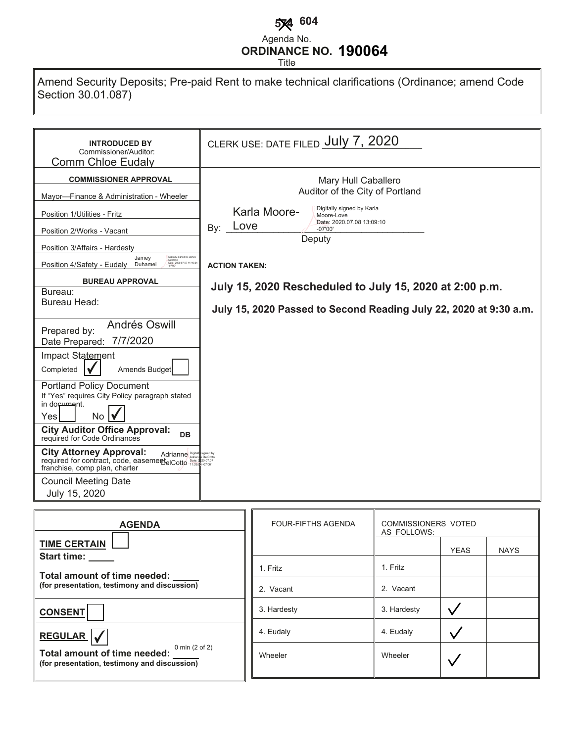~~574~~ 604

Agenda No.

# ORDINANCE NO. 190064

Title

Amend Security Deposits; Pre-paid Rent to make technical clarifications (Ordinance; amend Code Section 30.01.087)

| | |
|---|---|
| **INTRODUCED BY** Commissioner/Auditor: Comm Chloe Eudaly | CLERK USE: DATE FILED July 7, 2020 |
| **COMMISSIONER APPROVAL** | Mary Hull Caballero<br>Auditor of the City of Portland |
| Mayor—Finance & Administration - Wheeler | By: Karla Moore-Love (Digitally signed by Karla Moore-Love Date: 2020.07.08 13:09:10 -07'00')<br>Deputy |
| Position 1/Utilities - Fritz | |
| Position 2/Works - Vacant | |
| Position 3/Affairs - Hardesty | |
| Position 4/Safety - Eudaly Jamey Duhamel (Digitally signed by Jamey Duhamel Date: 2020.07.07 11:10:34 -07'00') | **ACTION TAKEN:** |
| **BUREAU APPROVAL**<br>Bureau:<br>Bureau Head: | **July 15, 2020 Rescheduled to July 15, 2020 at 2:00 p.m.**<br>**July 15, 2020 Passed to Second Reading July 22, 2020 at 9:30 a.m.** |
| Prepared by: Andrés Oswill<br>Date Prepared: 7/7/2020 | |
| Impact Statement<br>Completed ☑ Amends Budget ☐ | |
| Portland Policy Document<br>If "Yes" requires City Policy paragraph stated in document.<br>Yes ☐ No ☑ | |
| **City Auditor Office Approval:** required for Code Ordinances DB | |
| **City Attorney Approval:** required for contract, code, easement, franchise, comp plan, charter Adrianne DelCotto (Digitally signed by Adrianne DelCotto Date: 2020.07.07 11:28:56 -07'00') | |
| Council Meeting Date<br>July 15, 2020 | |

| AGENDA |
|---|
| **TIME CERTAIN** ☐<br>**Start time:** ____<br>**Total amount of time needed:** ____<br>**(for presentation, testimony and discussion)** |
| **CONSENT** ☐ |
| **REGULAR** ☑<br>**Total amount of time needed:** 0 min (2 of 2)<br>**(for presentation, testimony and discussion)** |

| FOUR-FIFTHS AGENDA | COMMISSIONERS VOTED AS FOLLOWS: | | |
|---|---|---|---|
| | | YEAS | NAYS |
| 1. Fritz | 1. Fritz | | |
| 2. Vacant | 2. Vacant | | |
| 3. Hardesty | 3. Hardesty | ✓ | |
| 4. Eudaly | 4. Eudaly | ✓ | |
| Wheeler | Wheeler | ✓ | |